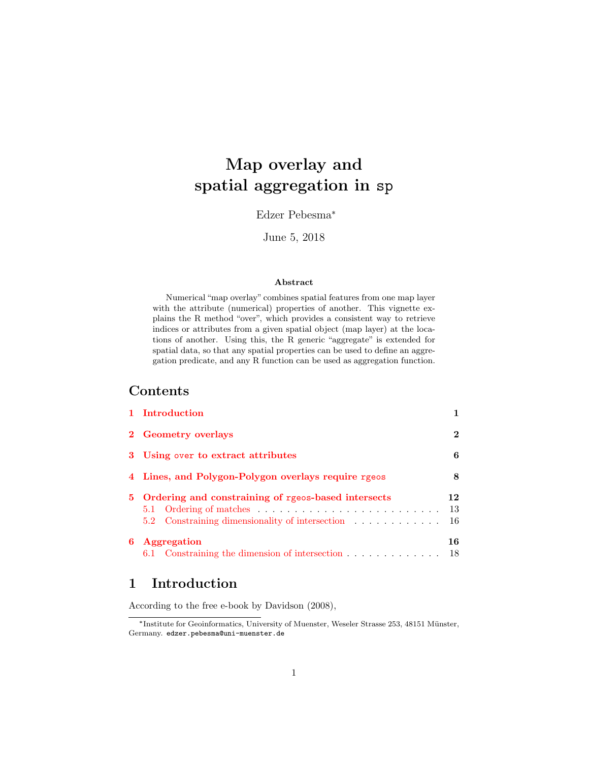# Map overlay and spatial aggregation in `sp`

Edzer Pebesma*

June 5, 2018

**Abstract**

Numerical "map overlay" combines spatial features from one map layer with the attribute (numerical) properties of another. This vignette explains the R method "over", which provides a consistent way to retrieve indices or attributes from a given spatial object (map layer) at the locations of another. Using this, the R generic "aggregate" is extended for spatial data, so that any spatial properties can be used to define an aggregation predicate, and any R function can be used as aggregation function.

## Contents

- **1 Introduction** — 1
- **2 Geometry overlays** — 2
- **3 Using `over` to extract attributes** — 6
- **4 Lines, and Polygon-Polygon overlays require `rgeos`** — 8
- **5 Ordering and constraining of `rgeos`-based intersects** — 12
  - 5.1 Ordering of matches — 13
  - 5.2 Constraining dimensionality of intersection — 16
- **6 Aggregation** — 16
  - 6.1 Constraining the dimension of intersection — 18

## 1 Introduction

According to the free e-book by Davidson (2008),

---

*Institute for Geoinformatics, University of Muenster, Weseler Strasse 253, 48151 Münster, Germany. `edzer.pebesma@uni-muenster.de`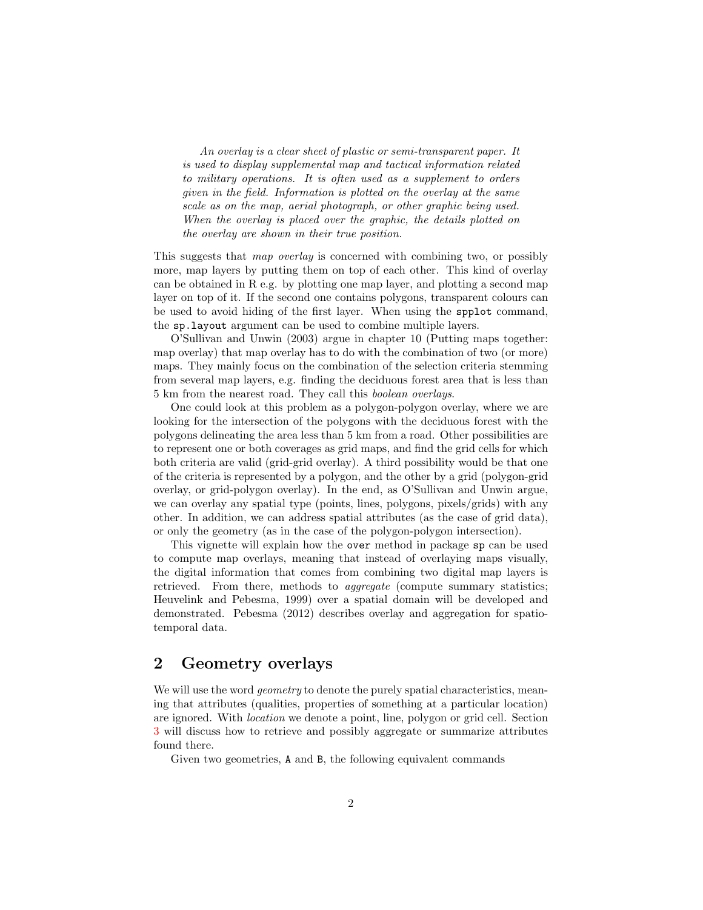> *An overlay is a clear sheet of plastic or semi-transparent paper. It is used to display supplemental map and tactical information related to military operations. It is often used as a supplement to orders given in the field. Information is plotted on the overlay at the same scale as on the map, aerial photograph, or other graphic being used. When the overlay is placed over the graphic, the details plotted on the overlay are shown in their true position.*

This suggests that *map overlay* is concerned with combining two, or possibly more, map layers by putting them on top of each other. This kind of overlay can be obtained in R e.g. by plotting one map layer, and plotting a second map layer on top of it. If the second one contains polygons, transparent colours can be used to avoid hiding of the first layer. When using the `spplot` command, the `sp.layout` argument can be used to combine multiple layers.

O'Sullivan and Unwin (2003) argue in chapter 10 (Putting maps together: map overlay) that map overlay has to do with the combination of two (or more) maps. They mainly focus on the combination of the selection criteria stemming from several map layers, e.g. finding the deciduous forest area that is less than 5 km from the nearest road. They call this *boolean overlays*.

One could look at this problem as a polygon-polygon overlay, where we are looking for the intersection of the polygons with the deciduous forest with the polygons delineating the area less than 5 km from a road. Other possibilities are to represent one or both coverages as grid maps, and find the grid cells for which both criteria are valid (grid-grid overlay). A third possibility would be that one of the criteria is represented by a polygon, and the other by a grid (polygon-grid overlay, or grid-polygon overlay). In the end, as O'Sullivan and Unwin argue, we can overlay any spatial type (points, lines, polygons, pixels/grids) with any other. In addition, we can address spatial attributes (as the case of grid data), or only the geometry (as in the case of the polygon-polygon intersection).

This vignette will explain how the `over` method in package `sp` can be used to compute map overlays, meaning that instead of overlaying maps visually, the digital information that comes from combining two digital map layers is retrieved. From there, methods to *aggregate* (compute summary statistics; Heuvelink and Pebesma, 1999) over a spatial domain will be developed and demonstrated. Pebesma (2012) describes overlay and aggregation for spatio-temporal data.

## 2 Geometry overlays

We will use the word *geometry* to denote the purely spatial characteristics, meaning that attributes (qualities, properties of something at a particular location) are ignored. With *location* we denote a point, line, polygon or grid cell. Section 3 will discuss how to retrieve and possibly aggregate or summarize attributes found there.

Given two geometries, `A` and `B`, the following equivalent commands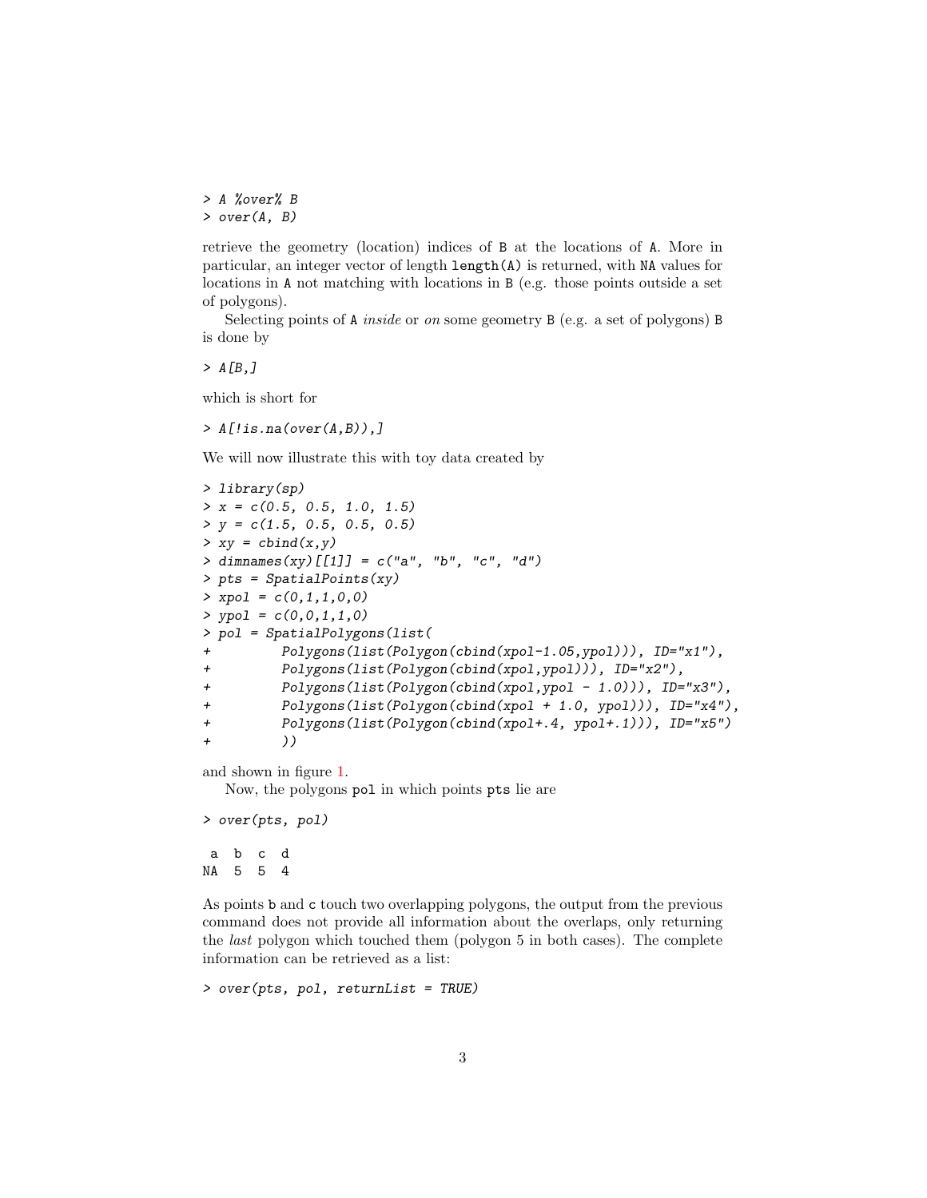```
> A %over% B
> over(A, B)
```

retrieve the geometry (location) indices of B at the locations of A. More in particular, an integer vector of length `length(A)` is returned, with NA values for locations in A not matching with locations in B (e.g. those points outside a set of polygons).

Selecting points of A *inside* or *on* some geometry B (e.g. a set of polygons) B is done by

```
> A[B,]
```

which is short for

```
> A[!is.na(over(A,B)),]
```

We will now illustrate this with toy data created by

```
> library(sp)
> x = c(0.5, 0.5, 1.0, 1.5)
> y = c(1.5, 0.5, 0.5, 0.5)
> xy = cbind(x,y)
> dimnames(xy)[[1]] = c("a", "b", "c", "d")
> pts = SpatialPoints(xy)
> xpol = c(0,1,1,0,0)
> ypol = c(0,0,1,1,0)
> pol = SpatialPolygons(list(
+         Polygons(list(Polygon(cbind(xpol-1.05,ypol))), ID="x1"),
+         Polygons(list(Polygon(cbind(xpol,ypol))), ID="x2"),
+         Polygons(list(Polygon(cbind(xpol,ypol - 1.0))), ID="x3"),
+         Polygons(list(Polygon(cbind(xpol + 1.0, ypol))), ID="x4"),
+         Polygons(list(Polygon(cbind(xpol+.4, ypol+.1))), ID="x5")
+         ))
```

and shown in figure 1.

Now, the polygons pol in which points pts lie are

```
> over(pts, pol)

 a  b  c  d
NA  5  5  4
```

As points b and c touch two overlapping polygons, the output from the previous command does not provide all information about the overlaps, only returning the *last* polygon which touched them (polygon 5 in both cases). The complete information can be retrieved as a list:

```
> over(pts, pol, returnList = TRUE)
```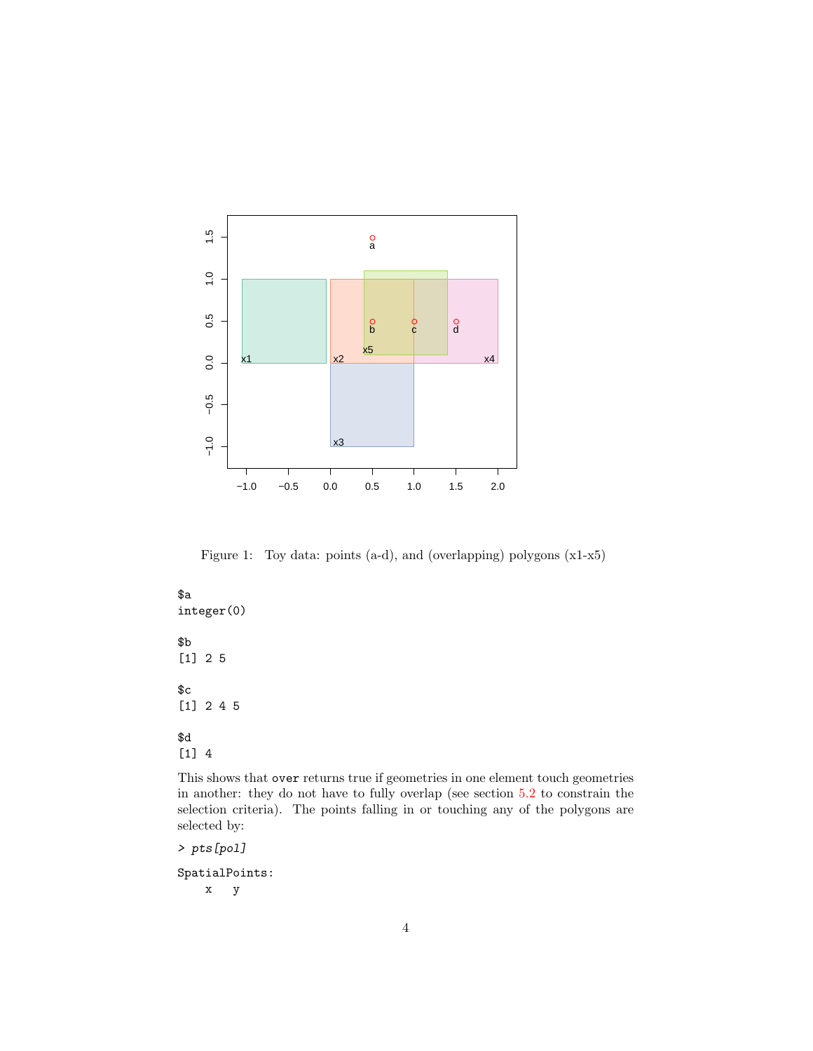Figure 1: Toy data: points (a-d), and (overlapping) polygons (x1-x5)

```
$a
integer(0)

$b
[1] 2 5

$c
[1] 2 4 5

$d
[1] 4
```

This shows that `over` returns true if geometries in one element touch geometries in another: they do not have to fully overlap (see section 5.2 to constrain the selection criteria). The points falling in or touching any of the polygons are selected by:

```
> pts[pol]

SpatialPoints:
    x   y
```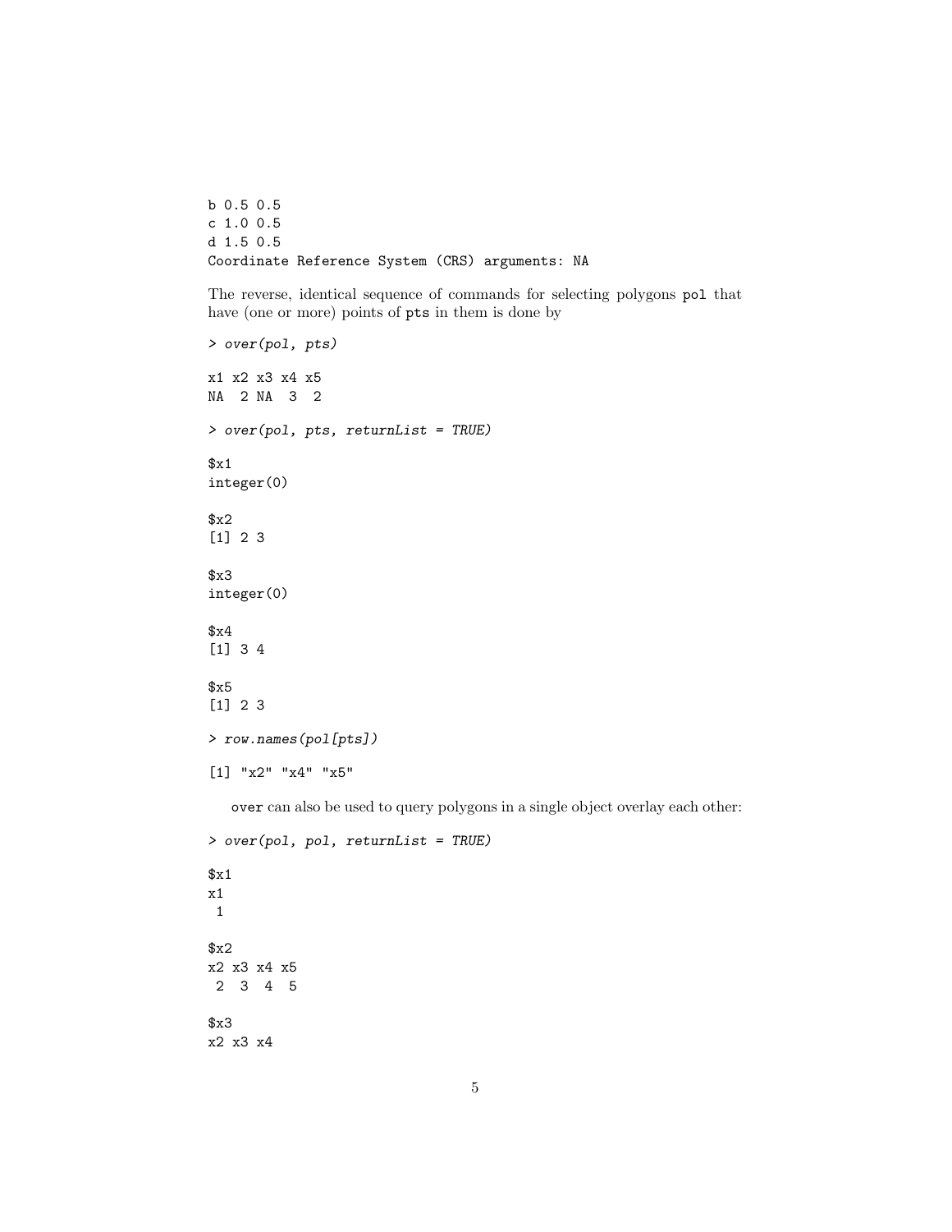```
b 0.5 0.5
c 1.0 0.5
d 1.5 0.5
Coordinate Reference System (CRS) arguments: NA
```

The reverse, identical sequence of commands for selecting polygons `pol` that have (one or more) points of `pts` in them is done by

```
> over(pol, pts)

x1 x2 x3 x4 x5
NA  2 NA  3  2

> over(pol, pts, returnList = TRUE)

$x1
integer(0)

$x2
[1] 2 3

$x3
integer(0)

$x4
[1] 3 4

$x5
[1] 2 3

> row.names(pol[pts])

[1] "x2" "x4" "x5"
```

`over` can also be used to query polygons in a single object overlay each other:

```
> over(pol, pol, returnList = TRUE)

$x1
x1
 1

$x2
x2 x3 x4 x5
 2  3  4  5

$x3
x2 x3 x4
```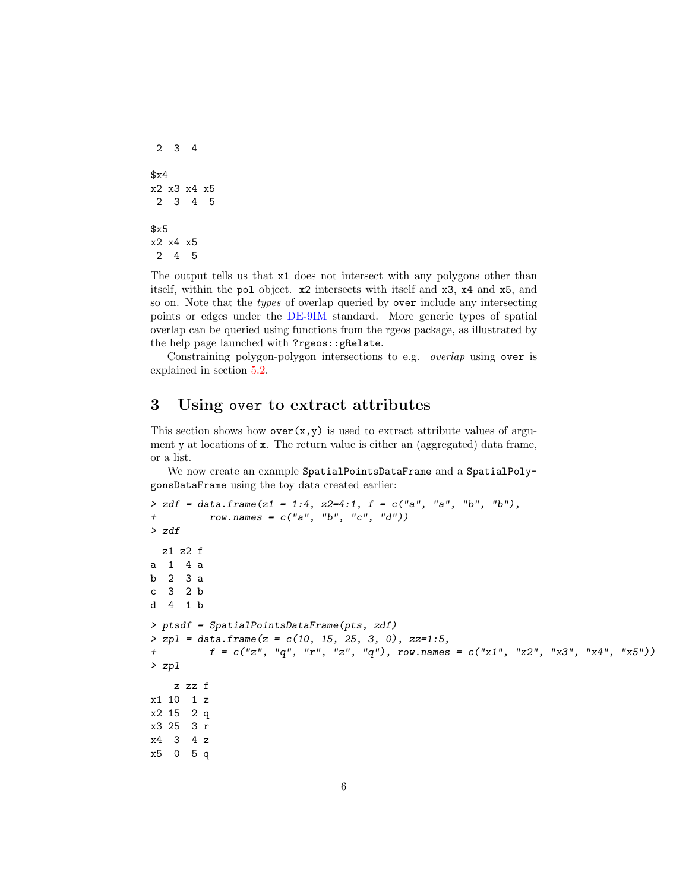```
 2  3  4

$x4
x2 x3 x4 x5
 2  3  4  5

$x5
x2 x4 x5
 2  4  5
```

The output tells us that x1 does not intersect with any polygons other than itself, within the pol object. x2 intersects with itself and x3, x4 and x5, and so on. Note that the *types* of overlap queried by over include any intersecting points or edges under the DE-9IM standard. More generic types of spatial overlap can be queried using functions from the rgeos package, as illustrated by the help page launched with ?rgeos::gRelate.

Constraining polygon-polygon intersections to e.g. *overlap* using over is explained in section 5.2.

# 3 Using over to extract attributes

This section shows how over(x,y) is used to extract attribute values of argument y at locations of x. The return value is either an (aggregated) data frame, or a list.

We now create an example SpatialPointsDataFrame and a SpatialPolygonsDataFrame using the toy data created earlier:

```
> zdf = data.frame(z1 = 1:4, z2=4:1, f = c("a", "a", "b", "b"),
+         row.names = c("a", "b", "c", "d"))
> zdf

  z1 z2 f
a  1  4 a
b  2  3 a
c  3  2 b
d  4  1 b

> ptsdf = SpatialPointsDataFrame(pts, zdf)
> zpl = data.frame(z = c(10, 15, 25, 3, 0), zz=1:5,
+         f = c("z", "q", "r", "z", "q"), row.names = c("x1", "x2", "x3", "x4", "x5"))
> zpl

    z zz f
x1 10  1 z
x2 15  2 q
x3 25  3 r
x4  3  4 z
x5  0  5 q
```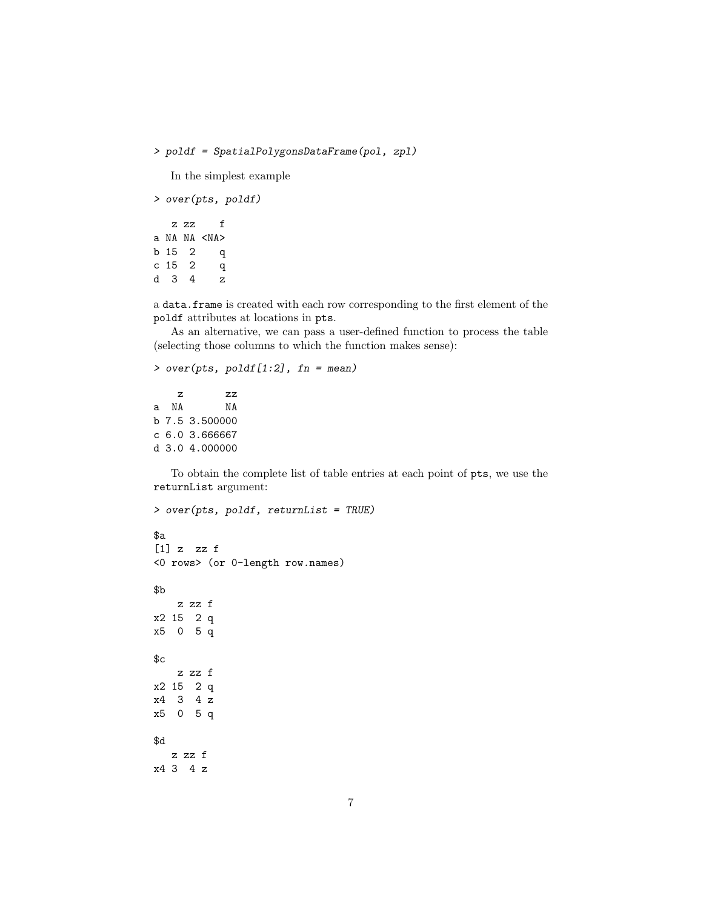```
> poldf = SpatialPolygonsDataFrame(pol, zpl)
```

In the simplest example

```
> over(pts, poldf)

   z zz    f
a NA NA <NA>
b 15  2    q
c 15  2    q
d  3  4    z
```

a `data.frame` is created with each row corresponding to the first element of the `poldf` attributes at locations in `pts`.

As an alternative, we can pass a user-defined function to process the table (selecting those columns to which the function makes sense):

```
> over(pts, poldf[1:2], fn = mean)

    z       zz
a  NA       NA
b 7.5 3.500000
c 6.0 3.666667
d 3.0 4.000000
```

To obtain the complete list of table entries at each point of `pts`, we use the `returnList` argument:

```
> over(pts, poldf, returnList = TRUE)

$a
[1] z  zz f
<0 rows> (or 0-length row.names)

$b
    z zz f
x2 15  2 q
x5  0  5 q

$c
    z zz f
x2 15  2 q
x4  3  4 z
x5  0  5 q

$d
   z zz f
x4 3  4 z
```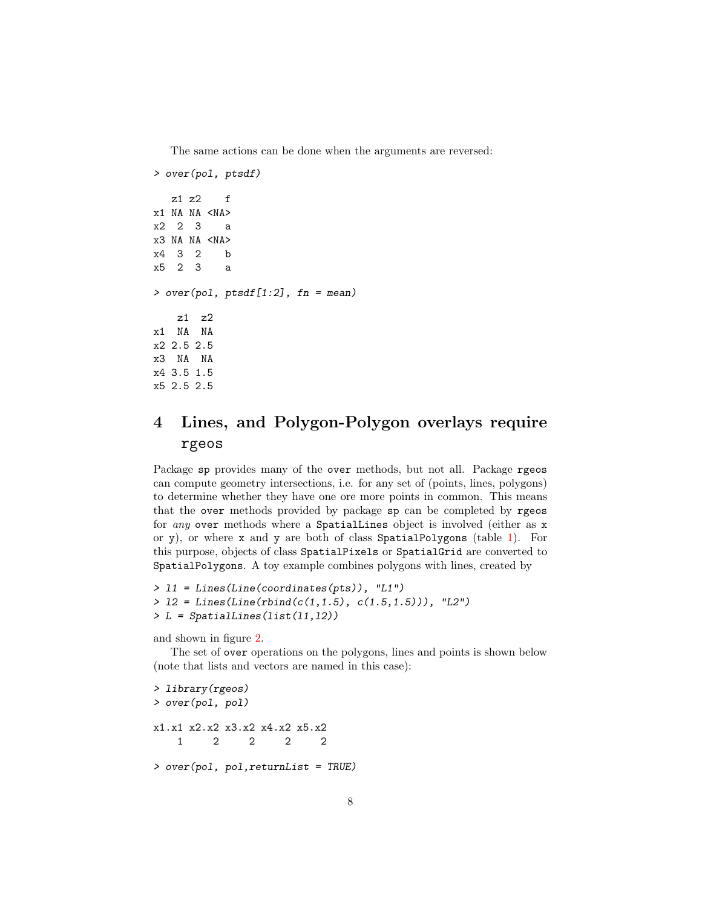The same actions can be done when the arguments are reversed:

```
> over(pol, ptsdf)

   z1 z2    f
x1 NA NA <NA>
x2  2  3    a
x3 NA NA <NA>
x4  3  2    b
x5  2  3    a

> over(pol, ptsdf[1:2], fn = mean)

    z1  z2
x1  NA  NA
x2 2.5 2.5
x3  NA  NA
x4 3.5 1.5
x5 2.5 2.5
```

# 4 Lines, and Polygon-Polygon overlays require rgeos

Package `sp` provides many of the `over` methods, but not all. Package `rgeos` can compute geometry intersections, i.e. for any set of (points, lines, polygons) to determine whether they have one ore more points in common. This means that the `over` methods provided by package `sp` can be completed by `rgeos` for *any* `over` methods where a `SpatialLines` object is involved (either as `x` or `y`), or where `x` and `y` are both of class `SpatialPolygons` (table 1). For this purpose, objects of class `SpatialPixels` or `SpatialGrid` are converted to `SpatialPolygons`. A toy example combines polygons with lines, created by

```
> l1 = Lines(Line(coordinates(pts)), "L1")
> l2 = Lines(Line(rbind(c(1,1.5), c(1.5,1.5))), "L2")
> L = SpatialLines(list(l1,l2))
```

and shown in figure 2.

The set of `over` operations on the polygons, lines and points is shown below (note that lists and vectors are named in this case):

```
> library(rgeos)
> over(pol, pol)

x1.x1 x2.x2 x3.x2 x4.x2 x5.x2
    1     2     2     2     2

> over(pol, pol,returnList = TRUE)
```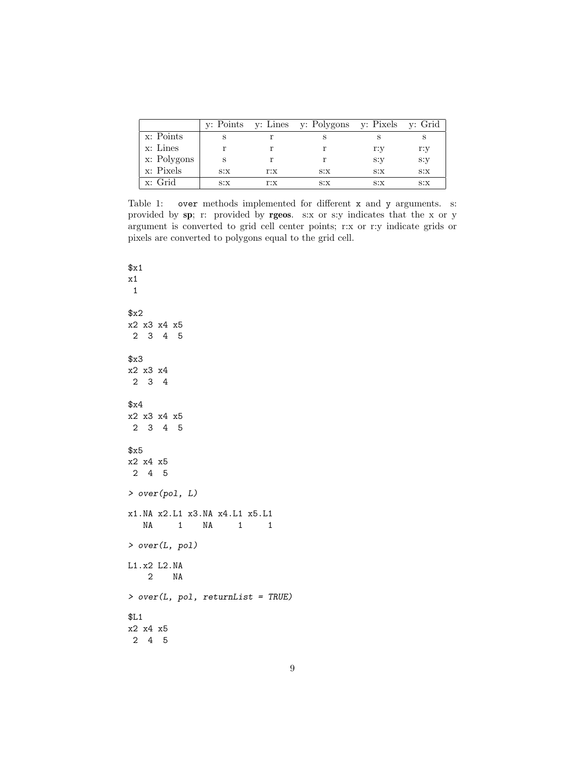| | y: Points | y: Lines | y: Polygons | y: Pixels | y: Grid |
|---|---|---|---|---|---|
| x: Points | s | r | s | s | s |
| x: Lines | r | r | r | r:y | r:y |
| x: Polygons | s | r | r | s:y | s:y |
| x: Pixels | s:x | r:x | s:x | s:x | s:x |
| x: Grid | s:x | r:x | s:x | s:x | s:x |

Table 1: `over` methods implemented for different `x` and `y` arguments. s: provided by **sp**; r: provided by **rgeos**. s:x or s:y indicates that the x or y argument is converted to grid cell center points; r:x or r:y indicate grids or pixels are converted to polygons equal to the grid cell.

```
$x1
x1
 1

$x2
x2 x3 x4 x5
 2  3  4  5

$x3
x2 x3 x4
 2  3  4

$x4
x2 x3 x4 x5
 2  3  4  5

$x5
x2 x4 x5
 2  4  5

> over(pol, L)

x1.NA x2.L1 x3.NA x4.L1 x5.L1
   NA     1    NA     1     1

> over(L, pol)

L1.x2 L2.NA
    2    NA

> over(L, pol, returnList = TRUE)

$L1
x2 x4 x5
 2  4  5
```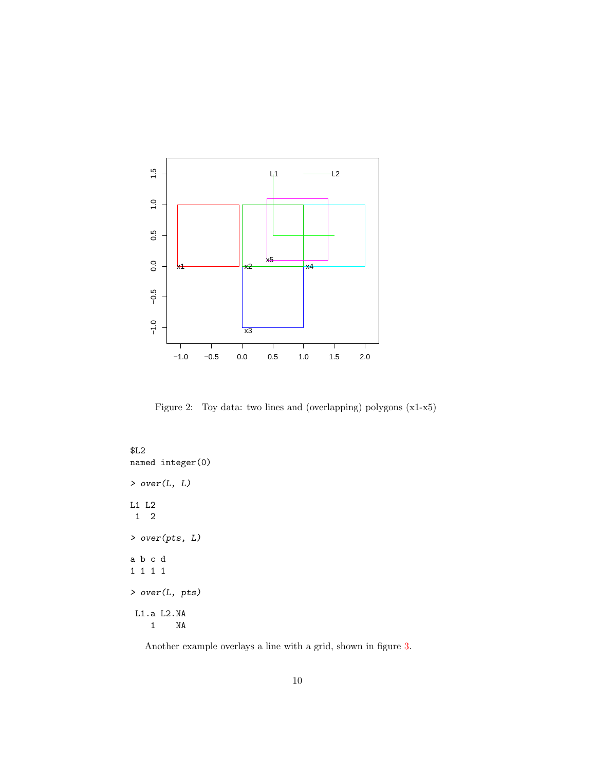Figure 2: Toy data: two lines and (overlapping) polygons (x1-x5)

```
$L2
named integer(0)

> over(L, L)

L1 L2
 1  2

> over(pts, L)

a b c d
1 1 1 1

> over(L, pts)

 L1.a L2.NA
    1    NA
```

Another example overlays a line with a grid, shown in figure 3.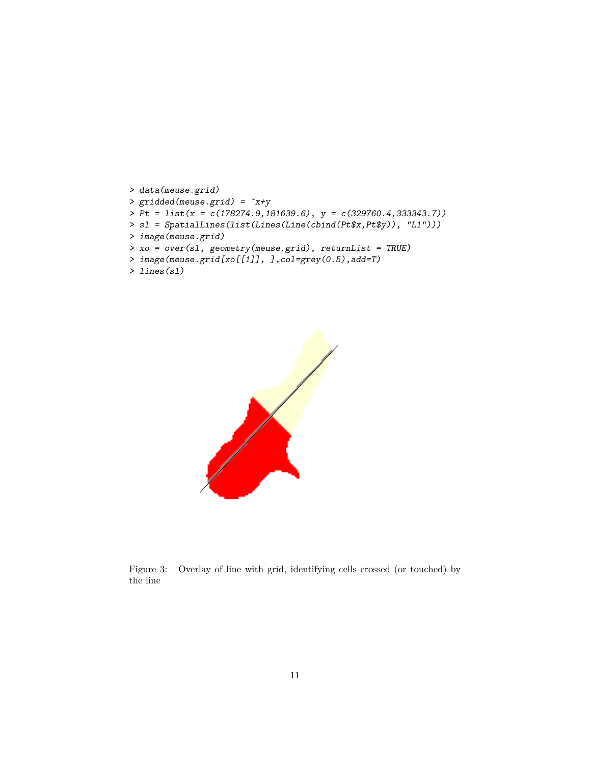```
> data(meuse.grid)
> gridded(meuse.grid) = ~x+y
> Pt = list(x = c(178274.9,181639.6), y = c(329760.4,333343.7))
> sl = SpatialLines(list(Lines(Line(cbind(Pt$x,Pt$y)), "L1")))
> image(meuse.grid)
> xo = over(sl, geometry(meuse.grid), returnList = TRUE)
> image(meuse.grid[xo[[1]], ],col=grey(0.5),add=T)
> lines(sl)
```

Figure 3: Overlay of line with grid, identifying cells crossed (or touched) by the line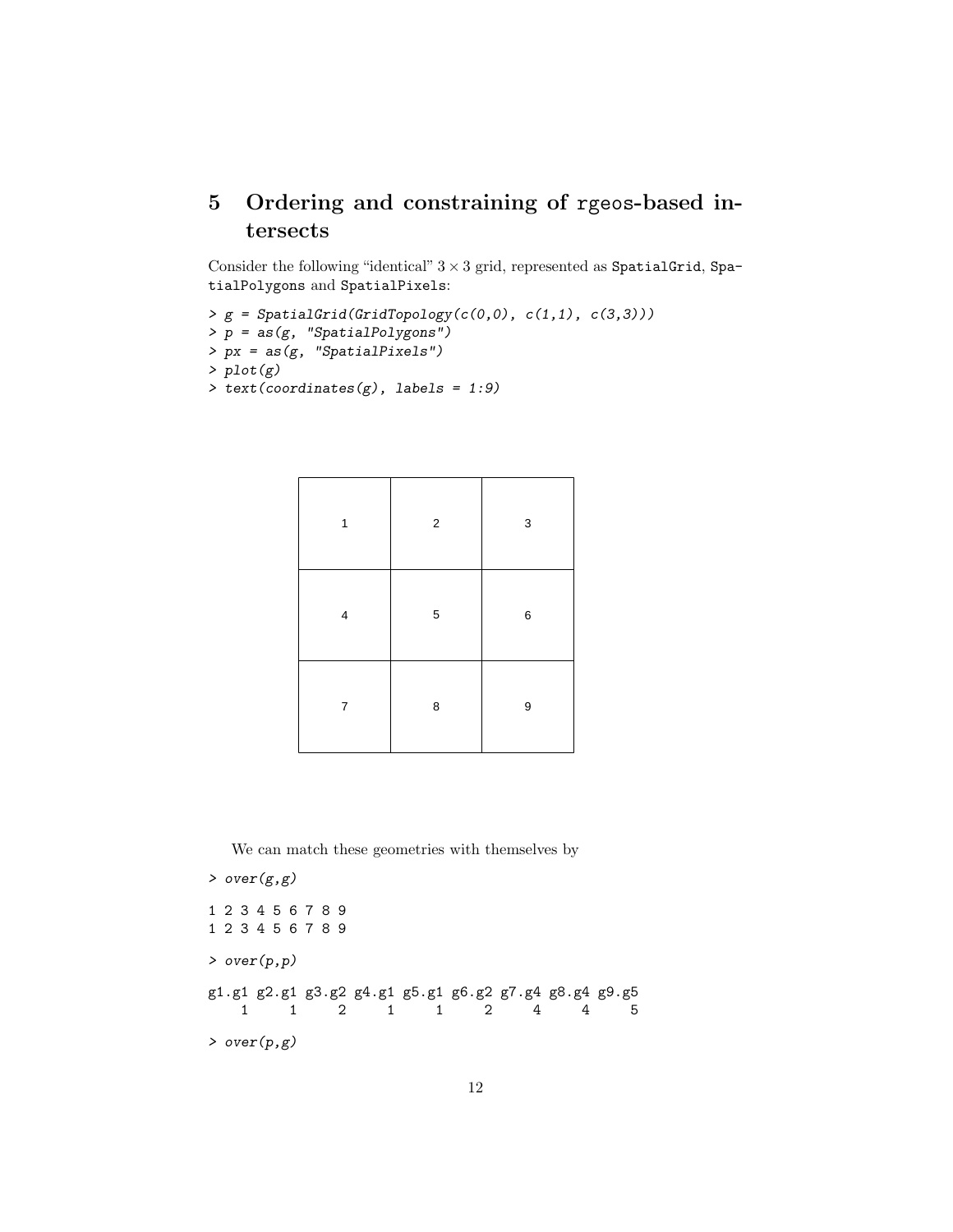# 5 Ordering and constraining of rgeos-based intersects

Consider the following "identical" $3 \times 3$ grid, represented as SpatialGrid, SpatialPolygons and SpatialPixels:

```
> g = SpatialGrid(GridTopology(c(0,0), c(1,1), c(3,3)))
> p = as(g, "SpatialPolygons")
> px = as(g, "SpatialPixels")
> plot(g)
> text(coordinates(g), labels = 1:9)
```

| 1 | 2 | 3 |
|---|---|---|
| 4 | 5 | 6 |
| 7 | 8 | 9 |

We can match these geometries with themselves by

```
> over(g,g)

1 2 3 4 5 6 7 8 9
1 2 3 4 5 6 7 8 9

> over(p,p)

g1.g1 g2.g1 g3.g2 g4.g1 g5.g1 g6.g2 g7.g4 g8.g4 g9.g5
    1     1     2     1     1     2     4     4     5

> over(p,g)
```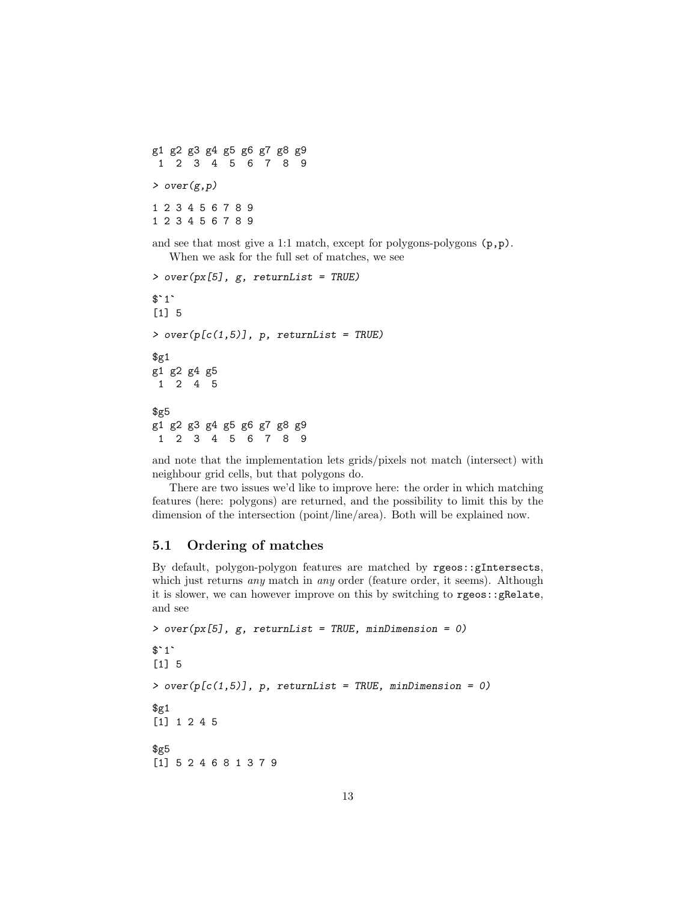```
g1 g2 g3 g4 g5 g6 g7 g8 g9
 1  2  3  4  5  6  7  8  9
```

```
> over(g,p)
```

```
1 2 3 4 5 6 7 8 9
1 2 3 4 5 6 7 8 9
```

and see that most give a 1:1 match, except for polygons-polygons (`p,p`).

When we ask for the full set of matches, we see

```
> over(px[5], g, returnList = TRUE)
```

```
$`1`
[1] 5
```

```
> over(p[c(1,5)], p, returnList = TRUE)
```

```
$g1
g1 g2 g4 g5
 1  2  4  5

$g5
g1 g2 g3 g4 g5 g6 g7 g8 g9
 1  2  3  4  5  6  7  8  9
```

and note that the implementation lets grids/pixels not match (intersect) with neighbour grid cells, but that polygons do.

There are two issues we'd like to improve here: the order in which matching features (here: polygons) are returned, and the possibility to limit this by the dimension of the intersection (point/line/area). Both will be explained now.

## 5.1 Ordering of matches

By default, polygon-polygon features are matched by `rgeos::gIntersects`, which just returns *any* match in *any* order (feature order, it seems). Although it is slower, we can however improve on this by switching to `rgeos::gRelate`, and see

```
> over(px[5], g, returnList = TRUE, minDimension = 0)
```

```
$`1`
[1] 5
```

```
> over(p[c(1,5)], p, returnList = TRUE, minDimension = 0)
```

```
$g1
[1] 1 2 4 5

$g5
[1] 5 2 4 6 8 1 3 7 9
```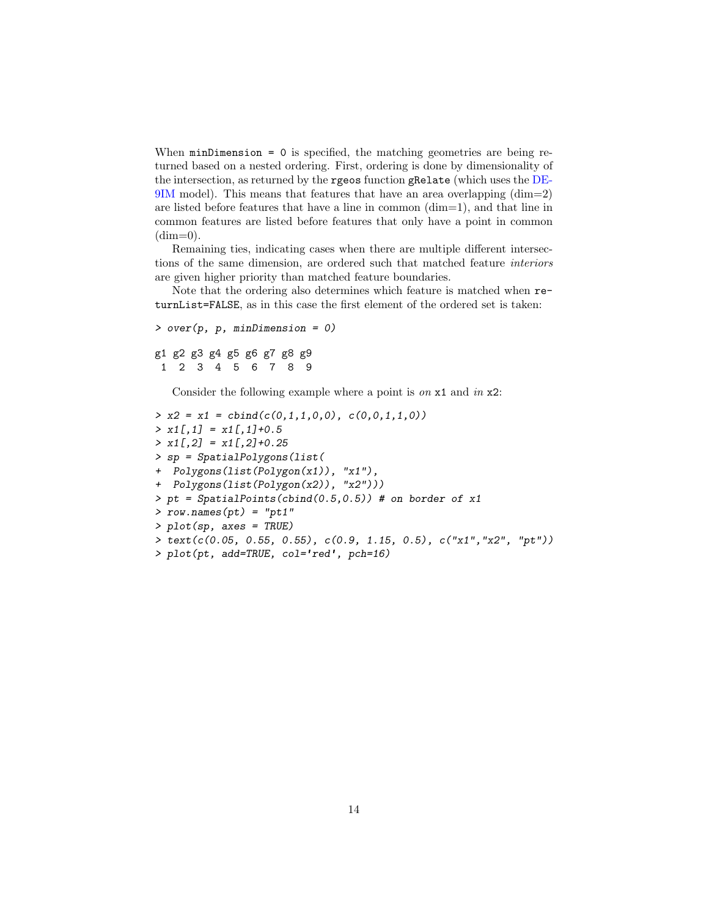When `minDimension = 0` is specified, the matching geometries are being returned based on a nested ordering. First, ordering is done by dimensionality of the intersection, as returned by the `rgeos` function `gRelate` (which uses the DE-9IM model). This means that features that have an area overlapping (dim=2) are listed before features that have a line in common (dim=1), and that line in common features are listed before features that only have a point in common (dim=0).

Remaining ties, indicating cases when there are multiple different intersections of the same dimension, are ordered such that matched feature *interiors* are given higher priority than matched feature boundaries.

Note that the ordering also determines which feature is matched when `returnList=FALSE`, as in this case the first element of the ordered set is taken:

```
> over(p, p, minDimension = 0)

g1 g2 g3 g4 g5 g6 g7 g8 g9
 1  2  3  4  5  6  7  8  9
```

Consider the following example where a point is *on* `x1` and *in* `x2`:

```
> x2 = x1 = cbind(c(0,1,1,0,0), c(0,0,1,1,0))
> x1[,1] = x1[,1]+0.5
> x1[,2] = x1[,2]+0.25
> sp = SpatialPolygons(list(
+  Polygons(list(Polygon(x1)), "x1"),
+  Polygons(list(Polygon(x2)), "x2")))
> pt = SpatialPoints(cbind(0.5,0.5)) # on border of x1
> row.names(pt) = "pt1"
> plot(sp, axes = TRUE)
> text(c(0.05, 0.55, 0.55), c(0.9, 1.15, 0.5), c("x1","x2", "pt"))
> plot(pt, add=TRUE, col='red', pch=16)
```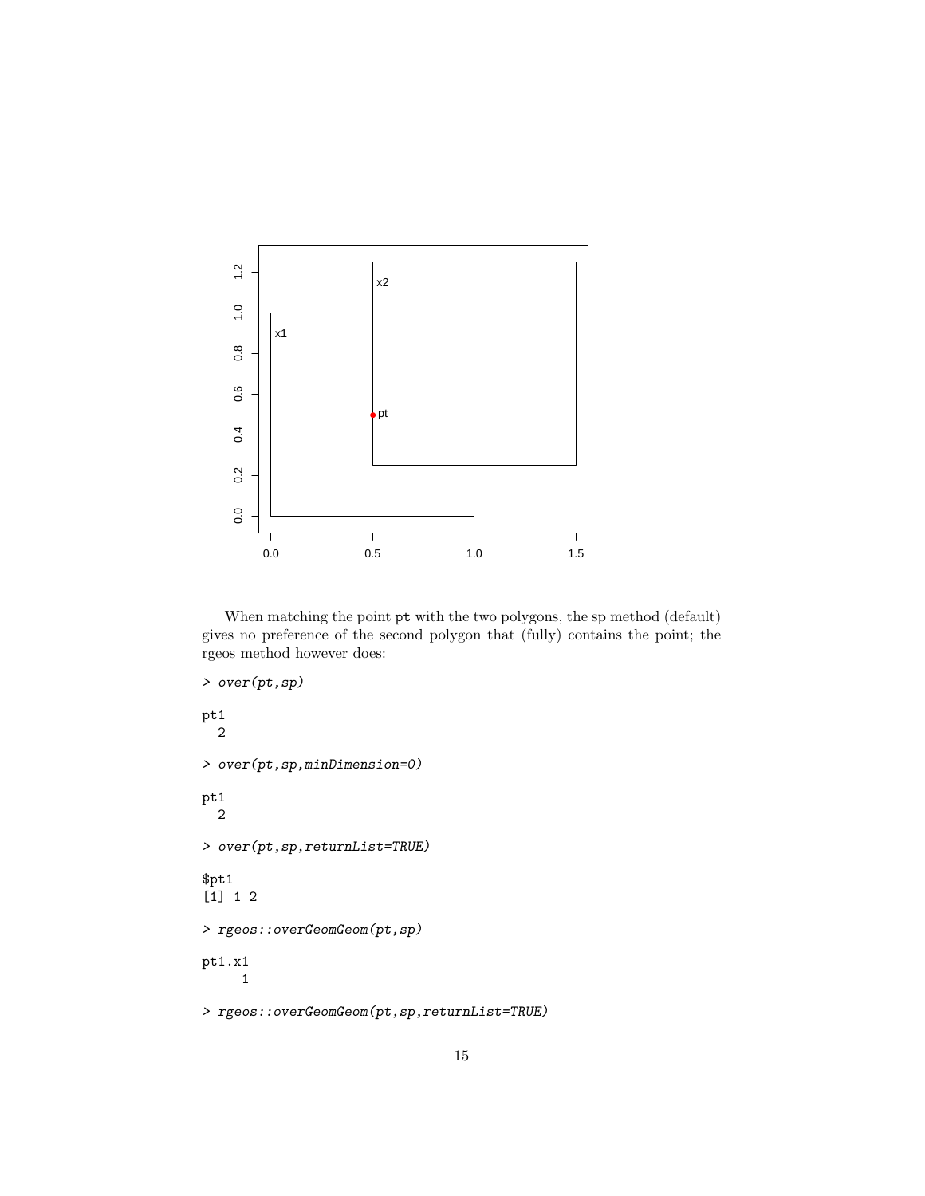When matching the point `pt` with the two polygons, the sp method (default) gives no preference of the second polygon that (fully) contains the point; the rgeos method however does:

```
> over(pt,sp)

pt1
  2

> over(pt,sp,minDimension=0)

pt1
  2

> over(pt,sp,returnList=TRUE)

$pt1
[1] 1 2

> rgeos::overGeomGeom(pt,sp)

pt1.x1
     1

> rgeos::overGeomGeom(pt,sp,returnList=TRUE)
```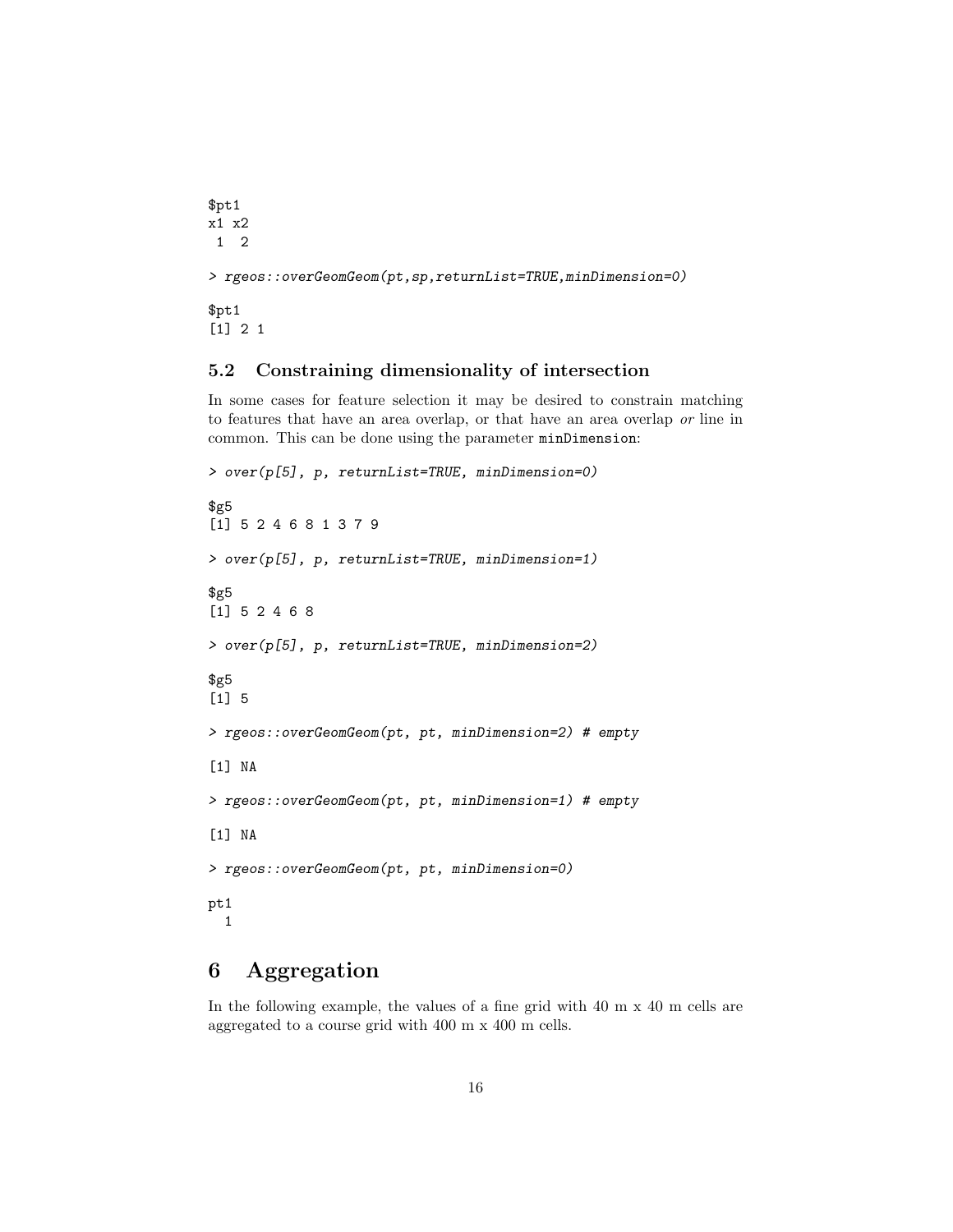```
$pt1
x1 x2
 1  2
```

```
> rgeos::overGeomGeom(pt,sp,returnList=TRUE,minDimension=0)

$pt1
[1] 2 1
```

### 5.2 Constraining dimensionality of intersection

In some cases for feature selection it may be desired to constrain matching to features that have an area overlap, or that have an area overlap *or* line in common. This can be done using the parameter `minDimension`:

```
> over(p[5], p, returnList=TRUE, minDimension=0)

$g5
[1] 5 2 4 6 8 1 3 7 9

> over(p[5], p, returnList=TRUE, minDimension=1)

$g5
[1] 5 2 4 6 8

> over(p[5], p, returnList=TRUE, minDimension=2)

$g5
[1] 5

> rgeos::overGeomGeom(pt, pt, minDimension=2) # empty

[1] NA

> rgeos::overGeomGeom(pt, pt, minDimension=1) # empty

[1] NA

> rgeos::overGeomGeom(pt, pt, minDimension=0)

pt1
  1
```

## 6 Aggregation

In the following example, the values of a fine grid with 40 m x 40 m cells are aggregated to a course grid with 400 m x 400 m cells.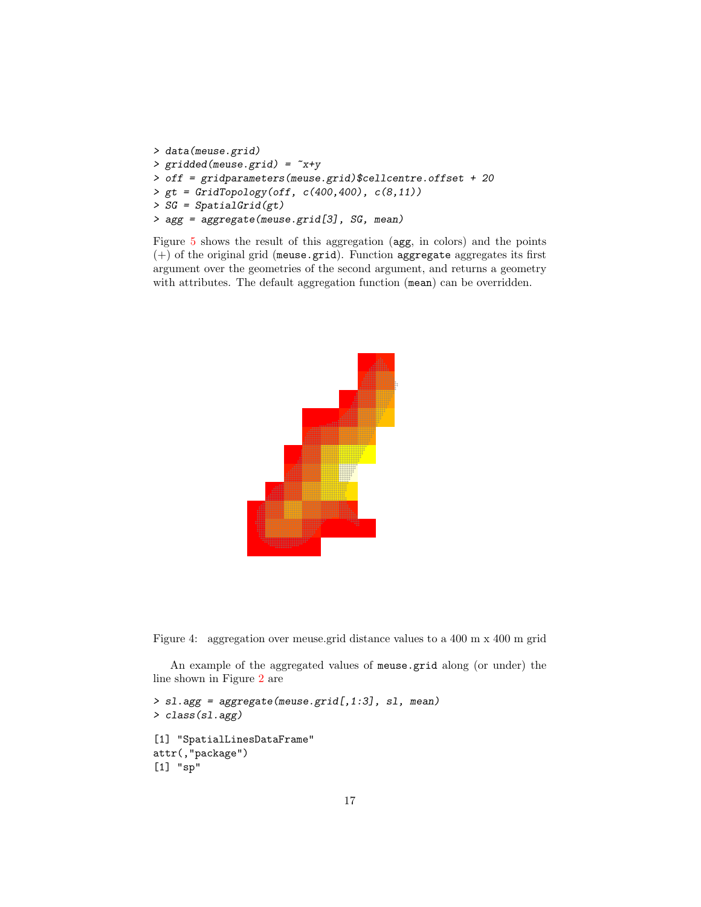```
> data(meuse.grid)
> gridded(meuse.grid) = ~x+y
> off = gridparameters(meuse.grid)$cellcentre.offset + 20
> gt = GridTopology(off, c(400,400), c(8,11))
> SG = SpatialGrid(gt)
> agg = aggregate(meuse.grid[3], SG, mean)
```

Figure 5 shows the result of this aggregation (`agg`, in colors) and the points (+) of the original grid (`meuse.grid`). Function `aggregate` aggregates its first argument over the geometries of the second argument, and returns a geometry with attributes. The default aggregation function (`mean`) can be overridden.

Figure 4: aggregation over meuse.grid distance values to a 400 m x 400 m grid

An example of the aggregated values of `meuse.grid` along (or under) the line shown in Figure 2 are

```
> sl.agg = aggregate(meuse.grid[,1:3], sl, mean)
> class(sl.agg)

[1] "SpatialLinesDataFrame"
attr(,"package")
[1] "sp"
```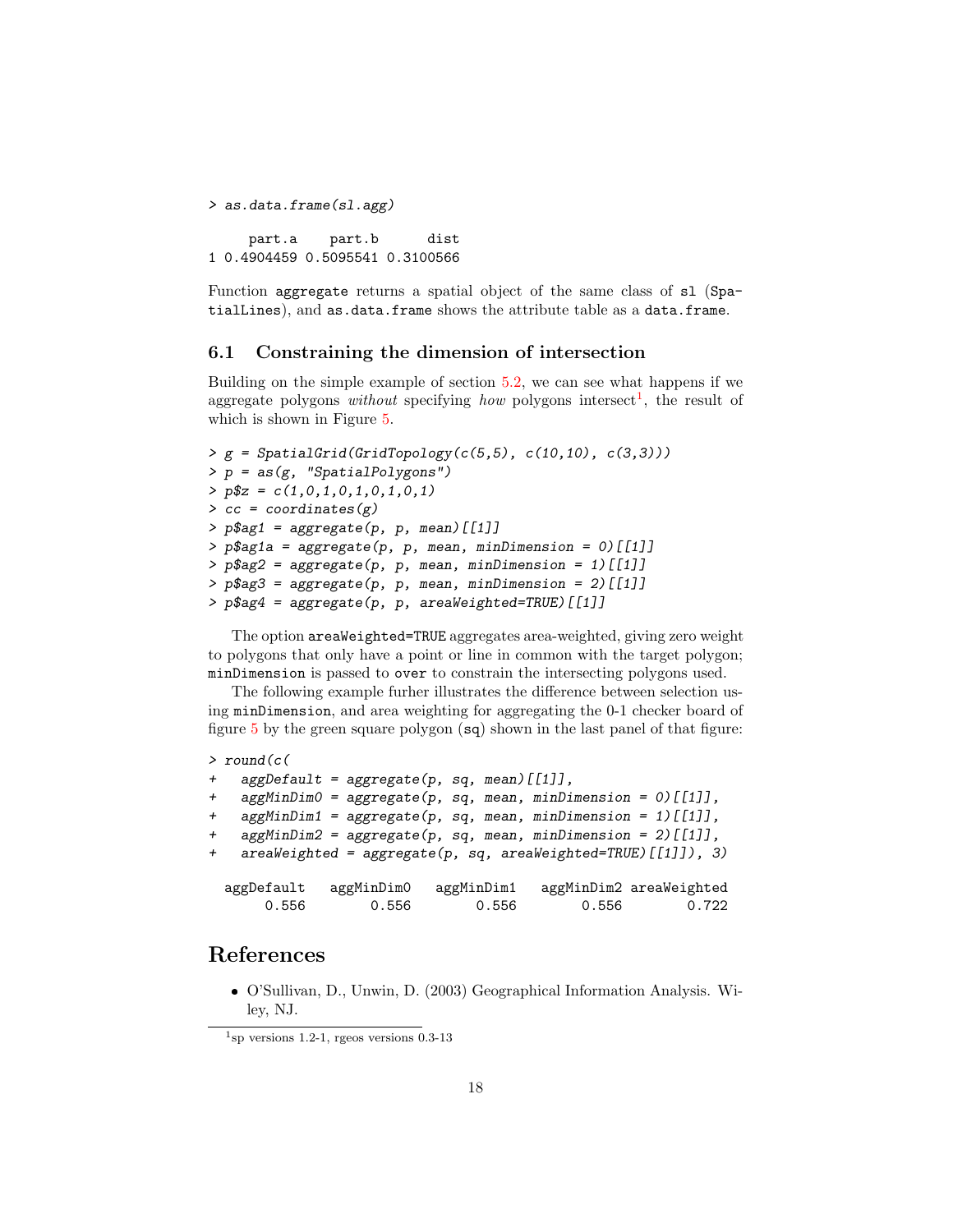```
> as.data.frame(sl.agg)

     part.a    part.b      dist
1 0.4904459 0.5095541 0.3100566
```

Function `aggregate` returns a spatial object of the same class of `sl` (`SpatialLines`), and `as.data.frame` shows the attribute table as a `data.frame`.

### 6.1 Constraining the dimension of intersection

Building on the simple example of section 5.2, we can see what happens if we aggregate polygons *without* specifying *how* polygons intersect[1], the result of which is shown in Figure 5.

```
> g = SpatialGrid(GridTopology(c(5,5), c(10,10), c(3,3)))
> p = as(g, "SpatialPolygons")
> p$z = c(1,0,1,0,1,0,1,0,1)
> cc = coordinates(g)
> p$ag1 = aggregate(p, p, mean)[[1]]
> p$ag1a = aggregate(p, p, mean, minDimension = 0)[[1]]
> p$ag2 = aggregate(p, p, mean, minDimension = 1)[[1]]
> p$ag3 = aggregate(p, p, mean, minDimension = 2)[[1]]
> p$ag4 = aggregate(p, p, areaWeighted=TRUE)[[1]]
```

The option `areaWeighted=TRUE` aggregates area-weighted, giving zero weight to polygons that only have a point or line in common with the target polygon; `minDimension` is passed to `over` to constrain the intersecting polygons used.

The following example furher illustrates the difference between selection using `minDimension`, and area weighting for aggregating the 0-1 checker board of figure 5 by the green square polygon (`sq`) shown in the last panel of that figure:

```
> round(c(
+   aggDefault = aggregate(p, sq, mean)[[1]],
+   aggMinDim0 = aggregate(p, sq, mean, minDimension = 0)[[1]],
+   aggMinDim1 = aggregate(p, sq, mean, minDimension = 1)[[1]],
+   aggMinDim2 = aggregate(p, sq, mean, minDimension = 2)[[1]],
+   areaWeighted = aggregate(p, sq, areaWeighted=TRUE)[[1]]), 3)

  aggDefault   aggMinDim0   aggMinDim1   aggMinDim2 areaWeighted
       0.556        0.556        0.556        0.556        0.722
```

## References

- O'Sullivan, D., Unwin, D. (2003) Geographical Information Analysis. Wiley, NJ.

[1] sp versions 1.2-1, rgeos versions 0.3-13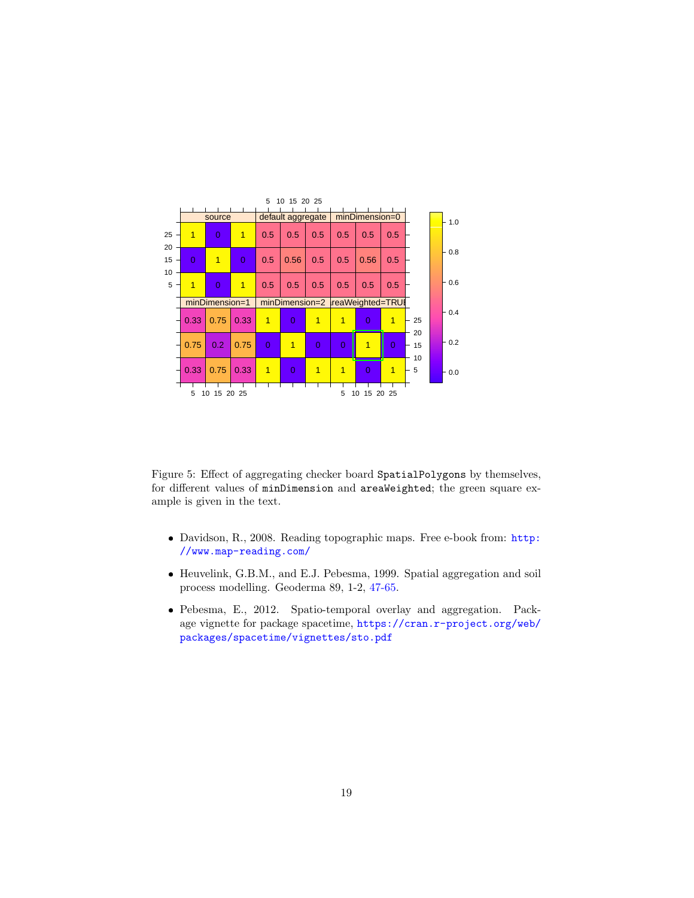source

default aggregate

minDimension=0

minDimension=1

minDimension=2

areaWeighted=TRUE

5 10 15 20 25

0.0 0.2 0.4 0.6 0.8 1.0

1 0 1
0 1 0
1 0 1

0.5 0.5 0.5
0.5 0.56 0.5
0.5 0.5 0.5

0.5 0.5 0.5
0.5 0.56 0.5
0.5 0.5 0.5

0.33 0.75 0.33
0.75 0.2 0.75
0.33 0.75 0.33

1 0 1
0 1 0
1 0 1

1 0 1
0 1 0
1 0 1

Figure 5: Effect of aggregating checker board `SpatialPolygons` by themselves, for different values of `minDimension` and `areaWeighted`; the green square example is given in the text.

- Davidson, R., 2008. Reading topographic maps. Free e-book from: http://www.map-reading.com/
- Heuvelink, G.B.M., and E.J. Pebesma, 1999. Spatial aggregation and soil process modelling. Geoderma 89, 1-2, 47-65.
- Pebesma, E., 2012. Spatio-temporal overlay and aggregation. Package vignette for package spacetime, https://cran.r-project.org/web/packages/spacetime/vignettes/sto.pdf